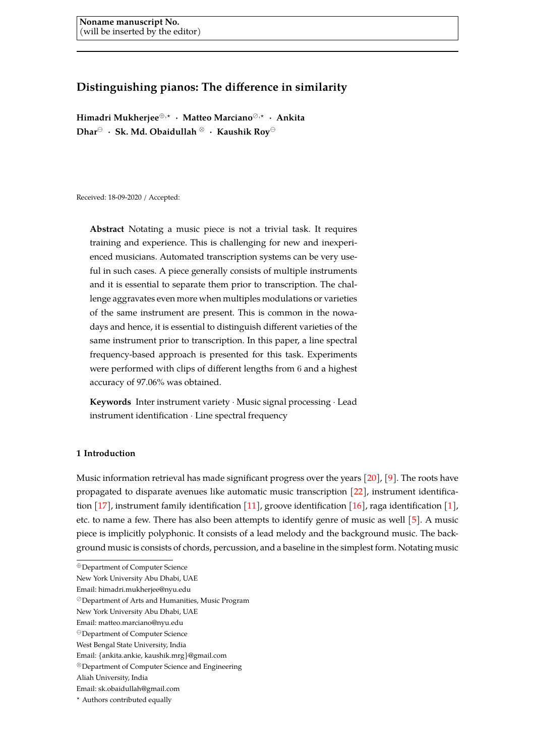Noname manuscript No.
(will be inserted by the editor)

# Distinguishing pianos: The difference in similarity

**Himadri Mukherjee**[⊕,⋆] · **Matteo Marciano**[⊘,⋆] · **Ankita Dhar**[⊖] · **Sk. Md. Obaidullah**[⊗] · **Kaushik Roy**[⊖]

Received: 18-09-2020 / Accepted:

**Abstract** Notating a music piece is not a trivial task. It requires training and experience. This is challenging for new and inexperienced musicians. Automated transcription systems can be very useful in such cases. A piece generally consists of multiple instruments and it is essential to separate them prior to transcription. The challenge aggravates even more when multiples modulations or varieties of the same instrument are present. This is common in the nowadays and hence, it is essential to distinguish different varieties of the same instrument prior to transcription. In this paper, a line spectral frequency-based approach is presented for this task. Experiments were performed with clips of different lengths from 6 and a highest accuracy of 97.06% was obtained.

**Keywords** Inter instrument variety · Music signal processing · Lead instrument identification · Line spectral frequency

## 1 Introduction

Music information retrieval has made significant progress over the years [20], [9]. The roots have propagated to disparate avenues like automatic music transcription [22], instrument identification [17], instrument family identification [11], groove identification [16], raga identification [1], etc. to name a few. There has also been attempts to identify genre of music as well [5]. A music piece is implicitly polyphonic. It consists of a lead melody and the background music. The background music is consists of chords, percussion, and a baseline in the simplest form. Notating music

---

[⊕]Department of Computer Science
New York University Abu Dhabi, UAE
Email: himadri.mukherjee@nyu.edu

[⊘]Department of Arts and Humanities, Music Program
New York University Abu Dhabi, UAE
Email: matteo.marciano@nyu.edu

[⊖]Department of Computer Science
West Bengal State University, India
Email: {ankita.ankie, kaushik.mrg}@gmail.com

[⊗]Department of Computer Science and Engineering
Aliah University, India
Email: sk.obaidullah@gmail.com

⋆ Authors contributed equally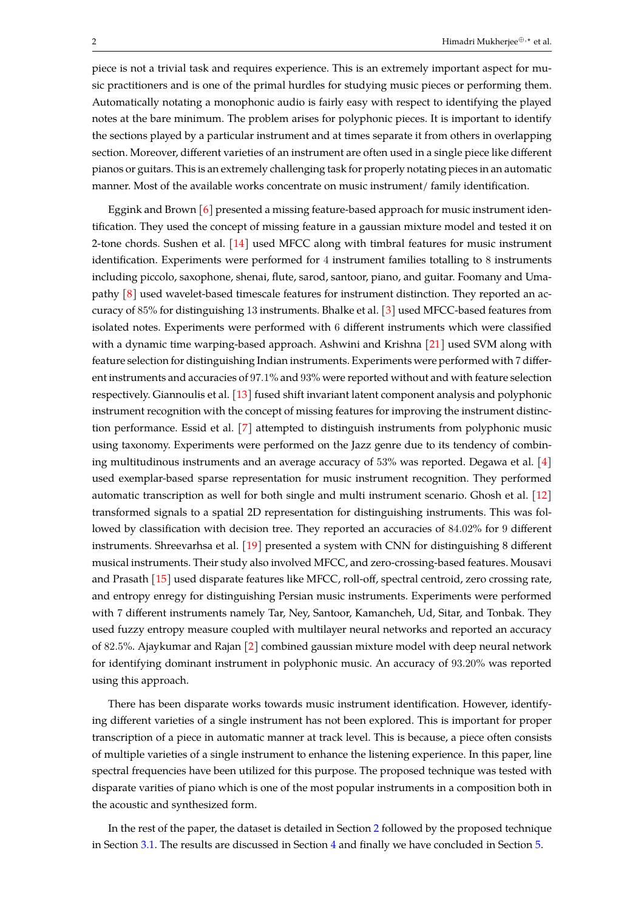piece is not a trivial task and requires experience. This is an extremely important aspect for music practitioners and is one of the primal hurdles for studying music pieces or performing them. Automatically notating a monophonic audio is fairly easy with respect to identifying the played notes at the bare minimum. The problem arises for polyphonic pieces. It is important to identify the sections played by a particular instrument and at times separate it from others in overlapping section. Moreover, different varieties of an instrument are often used in a single piece like different pianos or guitars. This is an extremely challenging task for properly notating pieces in an automatic manner. Most of the available works concentrate on music instrument/ family identification.

Eggink and Brown [6] presented a missing feature-based approach for music instrument identification. They used the concept of missing feature in a gaussian mixture model and tested it on 2-tone chords. Sushen et al. [14] used MFCC along with timbral features for music instrument identification. Experiments were performed for 4 instrument families totalling to 8 instruments including piccolo, saxophone, shenai, flute, sarod, santoor, piano, and guitar. Foomany and Umapathy [8] used wavelet-based timescale features for instrument distinction. They reported an accuracy of 85% for distinguishing 13 instruments. Bhalke et al. [3] used MFCC-based features from isolated notes. Experiments were performed with 6 different instruments which were classified with a dynamic time warping-based approach. Ashwini and Krishna [21] used SVM along with feature selection for distinguishing Indian instruments. Experiments were performed with 7 different instruments and accuracies of 97.1% and 93% were reported without and with feature selection respectively. Giannoulis et al. [13] fused shift invariant latent component analysis and polyphonic instrument recognition with the concept of missing features for improving the instrument distinction performance. Essid et al. [7] attempted to distinguish instruments from polyphonic music using taxonomy. Experiments were performed on the Jazz genre due to its tendency of combining multitudinous instruments and an average accuracy of 53% was reported. Degawa et al. [4] used exemplar-based sparse representation for music instrument recognition. They performed automatic transcription as well for both single and multi instrument scenario. Ghosh et al. [12] transformed signals to a spatial 2D representation for distinguishing instruments. This was followed by classification with decision tree. They reported an accuracies of 84.02% for 9 different instruments. Shreevarhsa et al. [19] presented a system with CNN for distinguishing 8 different musical instruments. Their study also involved MFCC, and zero-crossing-based features. Mousavi and Prasath [15] used disparate features like MFCC, roll-off, spectral centroid, zero crossing rate, and entropy enregy for distinguishing Persian music instruments. Experiments were performed with 7 different instruments namely Tar, Ney, Santoor, Kamancheh, Ud, Sitar, and Tonbak. They used fuzzy entropy measure coupled with multilayer neural networks and reported an accuracy of 82.5%. Ajaykumar and Rajan [2] combined gaussian mixture model with deep neural network for identifying dominant instrument in polyphonic music. An accuracy of 93.20% was reported using this approach.

There has been disparate works towards music instrument identification. However, identifying different varieties of a single instrument has not been explored. This is important for proper transcription of a piece in automatic manner at track level. This is because, a piece often consists of multiple varieties of a single instrument to enhance the listening experience. In this paper, line spectral frequencies have been utilized for this purpose. The proposed technique was tested with disparate varities of piano which is one of the most popular instruments in a composition both in the acoustic and synthesized form.

In the rest of the paper, the dataset is detailed in Section 2 followed by the proposed technique in Section 3.1. The results are discussed in Section 4 and finally we have concluded in Section 5.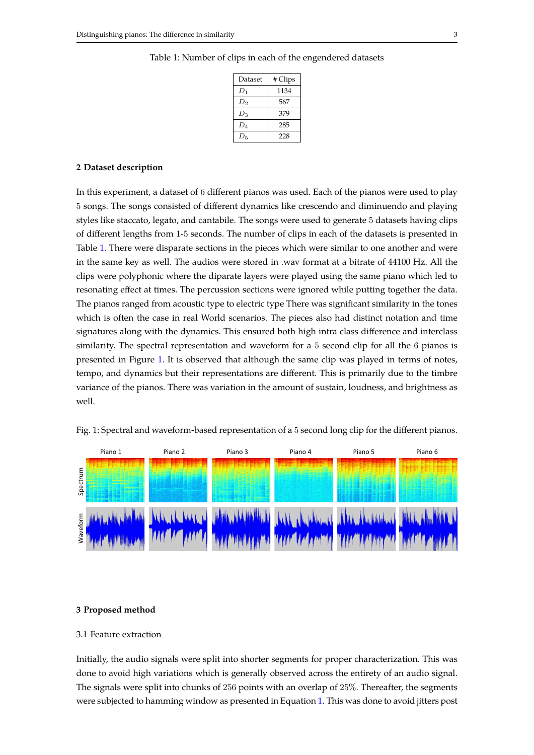Table 1: Number of clips in each of the engendered datasets

| Dataset | # Clips |
| --- | --- |
| $D_1$ | 1134 |
| $D_2$ | 567 |
| $D_3$ | 379 |
| $D_4$ | 285 |
| $D_5$ | 228 |

## 2 Dataset description

In this experiment, a dataset of 6 different pianos was used. Each of the pianos were used to play 5 songs. The songs consisted of different dynamics like crescendo and diminuendo and playing styles like staccato, legato, and cantabile. The songs were used to generate 5 datasets having clips of different lengths from 1-5 seconds. The number of clips in each of the datasets is presented in Table 1. There were disparate sections in the pieces which were similar to one another and were in the same key as well. The audios were stored in .wav format at a bitrate of 44100 Hz. All the clips were polyphonic where the diparate layers were played using the same piano which led to resonating effect at times. The percussion sections were ignored while putting together the data. The pianos ranged from acoustic type to electric type There was significant similarity in the tones which is often the case in real World scenarios. The pieces also had distinct notation and time signatures along with the dynamics. This ensured both high intra class difference and interclass similarity. The spectral representation and waveform for a 5 second clip for all the 6 pianos is presented in Figure 1. It is observed that although the same clip was played in terms of notes, tempo, and dynamics but their representations are different. This is primarily due to the timbre variance of the pianos. There was variation in the amount of sustain, loudness, and brightness as well.

Fig. 1: Spectral and waveform-based representation of a 5 second long clip for the different pianos.

## 3 Proposed method

### 3.1 Feature extraction

Initially, the audio signals were split into shorter segments for proper characterization. This was done to avoid high variations which is generally observed across the entirety of an audio signal. The signals were split into chunks of 256 points with an overlap of 25%. Thereafter, the segments were subjected to hamming window as presented in Equation 1. This was done to avoid jitters post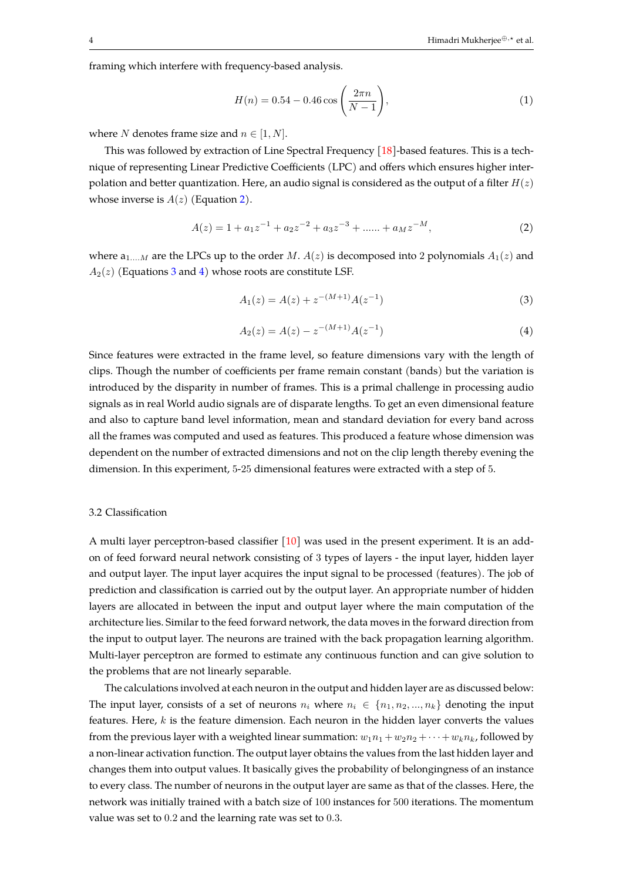framing which interfere with frequency-based analysis.

$$H(n) = 0.54 - 0.46\cos\left(\frac{2\pi n}{N-1}\right), \tag{1}$$

where $N$ denotes frame size and $n \in [1, N]$.

This was followed by extraction of Line Spectral Frequency [18]-based features. This is a technique of representing Linear Predictive Coefficients (LPC) and offers which ensures higher interpolation and better quantization. Here, an audio signal is considered as the output of a filter $H(z)$ whose inverse is $A(z)$ (Equation 2).

$$A(z) = 1 + a_1 z^{-1} + a_2 z^{-2} + a_3 z^{-3} + ...... + a_M z^{-M}, \tag{2}$$

where $a_{1....M}$ are the LPCs up to the order $M$. $A(z)$ is decomposed into 2 polynomials $A_1(z)$ and $A_2(z)$ (Equations 3 and 4) whose roots are constitute LSF.

$$A_1(z) = A(z) + z^{-(M+1)}A(z^{-1}) \tag{3}$$

$$A_2(z) = A(z) - z^{-(M+1)}A(z^{-1}) \tag{4}$$

Since features were extracted in the frame level, so feature dimensions vary with the length of clips. Though the number of coefficients per frame remain constant (bands) but the variation is introduced by the disparity in number of frames. This is a primal challenge in processing audio signals as in real World audio signals are of disparate lengths. To get an even dimensional feature and also to capture band level information, mean and standard deviation for every band across all the frames was computed and used as features. This produced a feature whose dimension was dependent on the number of extracted dimensions and not on the clip length thereby evening the dimension. In this experiment, 5-25 dimensional features were extracted with a step of 5.

### 3.2 Classification

A multi layer perceptron-based classifier [10] was used in the present experiment. It is an add-on of feed forward neural network consisting of 3 types of layers - the input layer, hidden layer and output layer. The input layer acquires the input signal to be processed (features). The job of prediction and classification is carried out by the output layer. An appropriate number of hidden layers are allocated in between the input and output layer where the main computation of the architecture lies. Similar to the feed forward network, the data moves in the forward direction from the input to output layer. The neurons are trained with the back propagation learning algorithm. Multi-layer perceptron are formed to estimate any continuous function and can give solution to the problems that are not linearly separable.

The calculations involved at each neuron in the output and hidden layer are as discussed below: The input layer, consists of a set of neurons $n_i$ where $n_i \in \{n_1, n_2, ..., n_k\}$ denoting the input features. Here, $k$ is the feature dimension. Each neuron in the hidden layer converts the values from the previous layer with a weighted linear summation: $w_1 n_1 + w_2 n_2 + \cdots + w_k n_k$, followed by a non-linear activation function. The output layer obtains the values from the last hidden layer and changes them into output values. It basically gives the probability of belongingness of an instance to every class. The number of neurons in the output layer are same as that of the classes. Here, the network was initially trained with a batch size of 100 instances for 500 iterations. The momentum value was set to 0.2 and the learning rate was set to 0.3.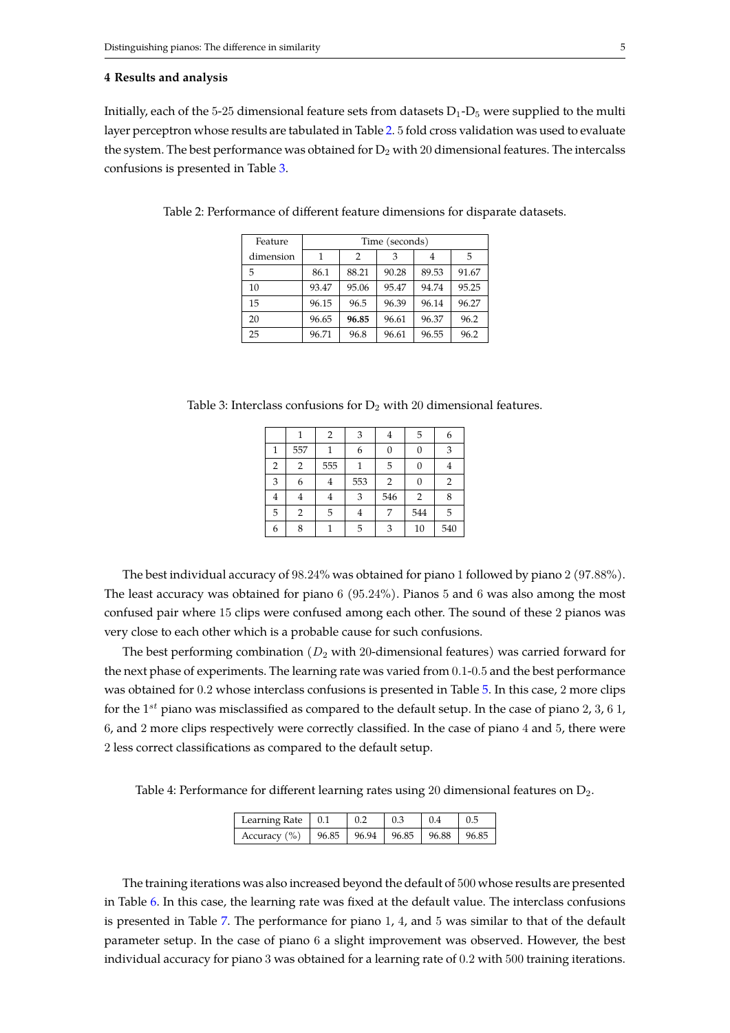## 4 Results and analysis

Initially, each of the 5-25 dimensional feature sets from datasets $D_1$-$D_5$ were supplied to the multi layer perceptron whose results are tabulated in Table 2. 5 fold cross validation was used to evaluate the system. The best performance was obtained for $D_2$ with 20 dimensional features. The intercalss confusions is presented in Table 3.

Table 2: Performance of different feature dimensions for disparate datasets.

| Feature | Time (seconds) | | | | |
|---|---|---|---|---|---|
| dimension | 1 | 2 | 3 | 4 | 5 |
| 5 | 86.1 | 88.21 | 90.28 | 89.53 | 91.67 |
| 10 | 93.47 | 95.06 | 95.47 | 94.74 | 95.25 |
| 15 | 96.15 | 96.5 | 96.39 | 96.14 | 96.27 |
| 20 | 96.65 | **96.85** | 96.61 | 96.37 | 96.2 |
| 25 | 96.71 | 96.8 | 96.61 | 96.55 | 96.2 |

Table 3: Interclass confusions for $D_2$ with 20 dimensional features.

| | 1 | 2 | 3 | 4 | 5 | 6 |
|---|---|---|---|---|---|---|
| 1 | 557 | 1 | 6 | 0 | 0 | 3 |
| 2 | 2 | 555 | 1 | 5 | 0 | 4 |
| 3 | 6 | 4 | 553 | 2 | 0 | 2 |
| 4 | 4 | 4 | 3 | 546 | 2 | 8 |
| 5 | 2 | 5 | 4 | 7 | 544 | 5 |
| 6 | 8 | 1 | 5 | 3 | 10 | 540 |

The best individual accuracy of 98.24% was obtained for piano 1 followed by piano 2 (97.88%). The least accuracy was obtained for piano 6 (95.24%). Pianos 5 and 6 was also among the most confused pair where 15 clips were confused among each other. The sound of these 2 pianos was very close to each other which is a probable cause for such confusions.

The best performing combination ($D_2$ with 20-dimensional features) was carried forward for the next phase of experiments. The learning rate was varied from 0.1-0.5 and the best performance was obtained for 0.2 whose interclass confusions is presented in Table 5. In this case, 2 more clips for the $1^{st}$ piano was misclassified as compared to the default setup. In the case of piano 2, 3, 6 1, 6, and 2 more clips respectively were correctly classified. In the case of piano 4 and 5, there were 2 less correct classifications as compared to the default setup.

Table 4: Performance for different learning rates using 20 dimensional features on $D_2$.

| Learning Rate | 0.1 | 0.2 | 0.3 | 0.4 | 0.5 |
|---|---|---|---|---|---|
| Accuracy (%) | 96.85 | 96.94 | 96.85 | 96.88 | 96.85 |

The training iterations was also increased beyond the default of 500 whose results are presented in Table 6. In this case, the learning rate was fixed at the default value. The interclass confusions is presented in Table 7. The performance for piano 1, 4, and 5 was similar to that of the default parameter setup. In the case of piano 6 a slight improvement was observed. However, the best individual accuracy for piano 3 was obtained for a learning rate of 0.2 with 500 training iterations.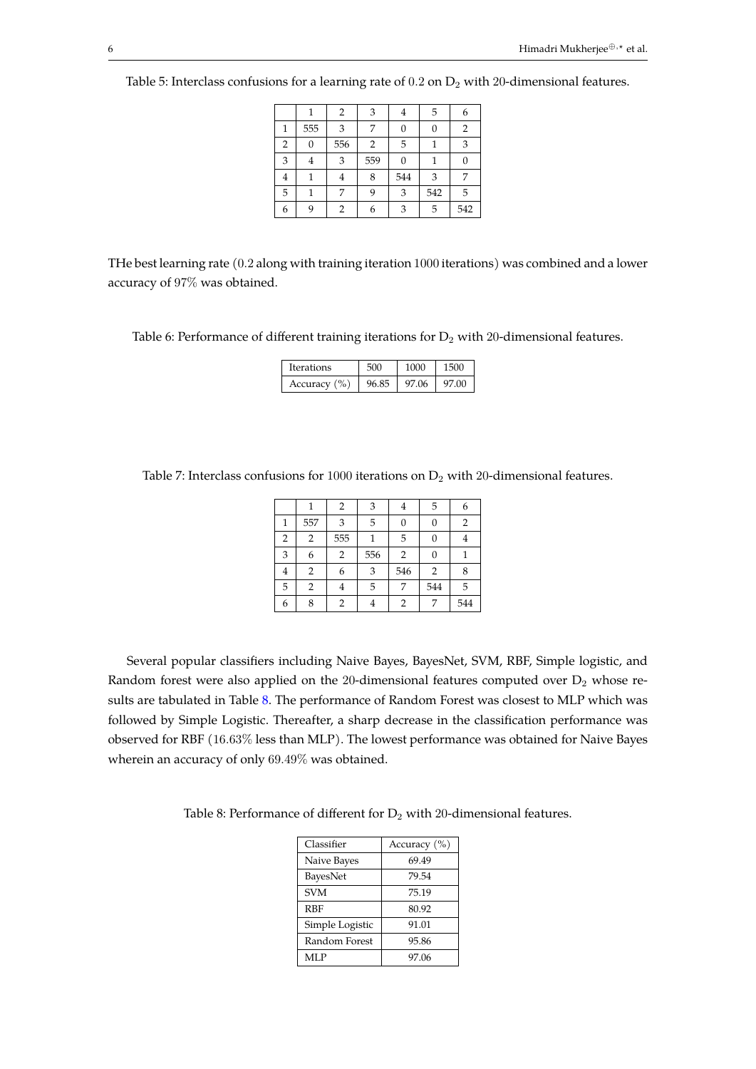Table 5: Interclass confusions for a learning rate of 0.2 on $D_2$ with 20-dimensional features.

| | 1 | 2 | 3 | 4 | 5 | 6 |
|---|---|---|---|---|---|---|
| 1 | 555 | 3 | 7 | 0 | 0 | 2 |
| 2 | 0 | 556 | 2 | 5 | 1 | 3 |
| 3 | 4 | 3 | 559 | 0 | 1 | 0 |
| 4 | 1 | 4 | 8 | 544 | 3 | 7 |
| 5 | 1 | 7 | 9 | 3 | 542 | 5 |
| 6 | 9 | 2 | 6 | 3 | 5 | 542 |

THe best learning rate (0.2 along with training iteration 1000 iterations) was combined and a lower accuracy of 97% was obtained.

Table 6: Performance of different training iterations for $D_2$ with 20-dimensional features.

| Iterations | 500 | 1000 | 1500 |
|---|---|---|---|
| Accuracy (%) | 96.85 | 97.06 | 97.00 |

Table 7: Interclass confusions for 1000 iterations on $D_2$ with 20-dimensional features.

| | 1 | 2 | 3 | 4 | 5 | 6 |
|---|---|---|---|---|---|---|
| 1 | 557 | 3 | 5 | 0 | 0 | 2 |
| 2 | 2 | 555 | 1 | 5 | 0 | 4 |
| 3 | 6 | 2 | 556 | 2 | 0 | 1 |
| 4 | 2 | 6 | 3 | 546 | 2 | 8 |
| 5 | 2 | 4 | 5 | 7 | 544 | 5 |
| 6 | 8 | 2 | 4 | 2 | 7 | 544 |

Several popular classifiers including Naive Bayes, BayesNet, SVM, RBF, Simple logistic, and Random forest were also applied on the 20-dimensional features computed over $D_2$ whose results are tabulated in Table 8. The performance of Random Forest was closest to MLP which was followed by Simple Logistic. Thereafter, a sharp decrease in the classification performance was observed for RBF (16.63% less than MLP). The lowest performance was obtained for Naive Bayes wherein an accuracy of only 69.49% was obtained.

Table 8: Performance of different for $D_2$ with 20-dimensional features.

| Classifier | Accuracy (%) |
|---|---|
| Naive Bayes | 69.49 |
| BayesNet | 79.54 |
| SVM | 75.19 |
| RBF | 80.92 |
| Simple Logistic | 91.01 |
| Random Forest | 95.86 |
| MLP | 97.06 |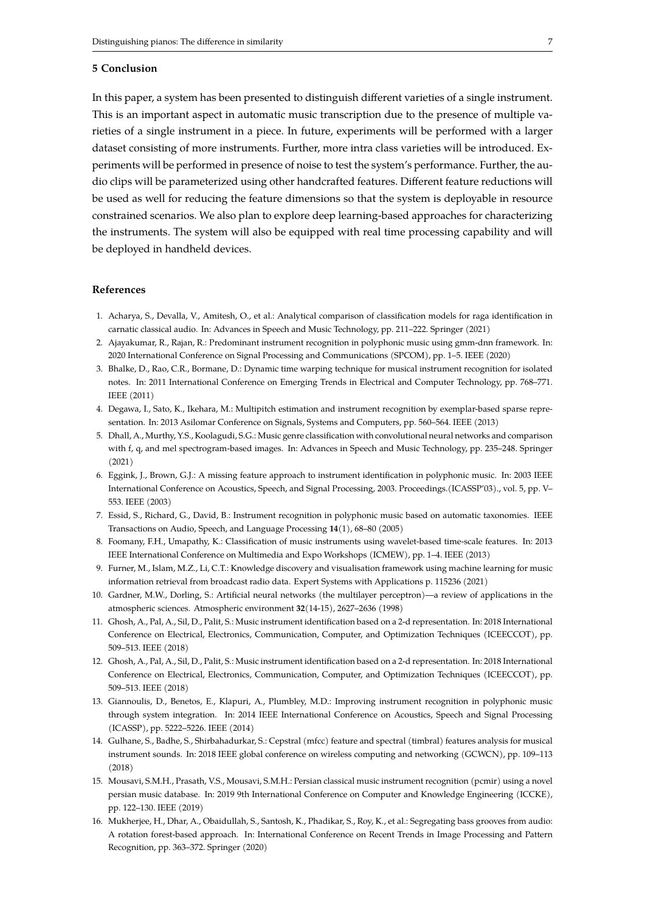## 5 Conclusion

In this paper, a system has been presented to distinguish different varieties of a single instrument. This is an important aspect in automatic music transcription due to the presence of multiple varieties of a single instrument in a piece. In future, experiments will be performed with a larger dataset consisting of more instruments. Further, more intra class varieties will be introduced. Experiments will be performed in presence of noise to test the system's performance. Further, the audio clips will be parameterized using other handcrafted features. Different feature reductions will be used as well for reducing the feature dimensions so that the system is deployable in resource constrained scenarios. We also plan to explore deep learning-based approaches for characterizing the instruments. The system will also be equipped with real time processing capability and will be deployed in handheld devices.

## References

1. Acharya, S., Devalla, V., Amitesh, O., et al.: Analytical comparison of classification models for raga identification in carnatic classical audio. In: Advances in Speech and Music Technology, pp. 211–222. Springer (2021)
2. Ajayakumar, R., Rajan, R.: Predominant instrument recognition in polyphonic music using gmm-dnn framework. In: 2020 International Conference on Signal Processing and Communications (SPCOM), pp. 1–5. IEEE (2020)
3. Bhalke, D., Rao, C.R., Bormane, D.: Dynamic time warping technique for musical instrument recognition for isolated notes. In: 2011 International Conference on Emerging Trends in Electrical and Computer Technology, pp. 768–771. IEEE (2011)
4. Degawa, I., Sato, K., Ikehara, M.: Multipitch estimation and instrument recognition by exemplar-based sparse representation. In: 2013 Asilomar Conference on Signals, Systems and Computers, pp. 560–564. IEEE (2013)
5. Dhall, A., Murthy, Y.S., Koolagudi, S.G.: Music genre classification with convolutional neural networks and comparison with f, q, and mel spectrogram-based images. In: Advances in Speech and Music Technology, pp. 235–248. Springer (2021)
6. Eggink, J., Brown, G.J.: A missing feature approach to instrument identification in polyphonic music. In: 2003 IEEE International Conference on Acoustics, Speech, and Signal Processing, 2003. Proceedings.(ICASSP'03)., vol. 5, pp. V–553. IEEE (2003)
7. Essid, S., Richard, G., David, B.: Instrument recognition in polyphonic music based on automatic taxonomies. IEEE Transactions on Audio, Speech, and Language Processing **14**(1), 68–80 (2005)
8. Foomany, F.H., Umapathy, K.: Classification of music instruments using wavelet-based time-scale features. In: 2013 IEEE International Conference on Multimedia and Expo Workshops (ICMEW), pp. 1–4. IEEE (2013)
9. Furner, M., Islam, M.Z., Li, C.T.: Knowledge discovery and visualisation framework using machine learning for music information retrieval from broadcast radio data. Expert Systems with Applications p. 115236 (2021)
10. Gardner, M.W., Dorling, S.: Artificial neural networks (the multilayer perceptron)—a review of applications in the atmospheric sciences. Atmospheric environment **32**(14-15), 2627–2636 (1998)
11. Ghosh, A., Pal, A., Sil, D., Palit, S.: Music instrument identification based on a 2-d representation. In: 2018 International Conference on Electrical, Electronics, Communication, Computer, and Optimization Techniques (ICEECCOT), pp. 509–513. IEEE (2018)
12. Ghosh, A., Pal, A., Sil, D., Palit, S.: Music instrument identification based on a 2-d representation. In: 2018 International Conference on Electrical, Electronics, Communication, Computer, and Optimization Techniques (ICEECCOT), pp. 509–513. IEEE (2018)
13. Giannoulis, D., Benetos, E., Klapuri, A., Plumbley, M.D.: Improving instrument recognition in polyphonic music through system integration. In: 2014 IEEE International Conference on Acoustics, Speech and Signal Processing (ICASSP), pp. 5222–5226. IEEE (2014)
14. Gulhane, S., Badhe, S., Shirbahadurkar, S.: Cepstral (mfcc) feature and spectral (timbral) features analysis for musical instrument sounds. In: 2018 IEEE global conference on wireless computing and networking (GCWCN), pp. 109–113 (2018)
15. Mousavi, S.M.H., Prasath, V.S., Mousavi, S.M.H.: Persian classical music instrument recognition (pcmir) using a novel persian music database. In: 2019 9th International Conference on Computer and Knowledge Engineering (ICCKE), pp. 122–130. IEEE (2019)
16. Mukherjee, H., Dhar, A., Obaidullah, S., Santosh, K., Phadikar, S., Roy, K., et al.: Segregating bass grooves from audio: A rotation forest-based approach. In: International Conference on Recent Trends in Image Processing and Pattern Recognition, pp. 363–372. Springer (2020)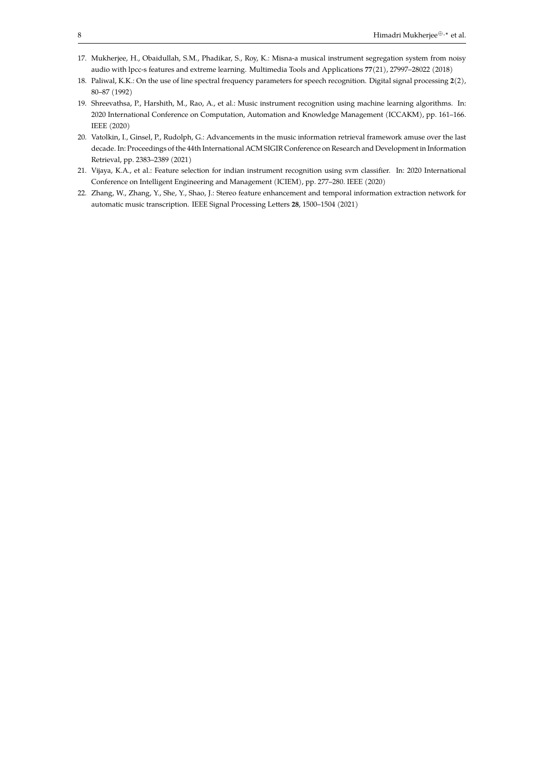17. Mukherjee, H., Obaidullah, S.M., Phadikar, S., Roy, K.: Misna-a musical instrument segregation system from noisy audio with lpcc-s features and extreme learning. Multimedia Tools and Applications **77**(21), 27997–28022 (2018)
18. Paliwal, K.K.: On the use of line spectral frequency parameters for speech recognition. Digital signal processing **2**(2), 80–87 (1992)
19. Shreevathsa, P., Harshith, M., Rao, A., et al.: Music instrument recognition using machine learning algorithms. In: 2020 International Conference on Computation, Automation and Knowledge Management (ICCAKM), pp. 161–166. IEEE (2020)
20. Vatolkin, I., Ginsel, P., Rudolph, G.: Advancements in the music information retrieval framework amuse over the last decade. In: Proceedings of the 44th International ACM SIGIR Conference on Research and Development in Information Retrieval, pp. 2383–2389 (2021)
21. Vijaya, K.A., et al.: Feature selection for indian instrument recognition using svm classifier. In: 2020 International Conference on Intelligent Engineering and Management (ICIEM), pp. 277–280. IEEE (2020)
22. Zhang, W., Zhang, Y., She, Y., Shao, J.: Stereo feature enhancement and temporal information extraction network for automatic music transcription. IEEE Signal Processing Letters **28**, 1500–1504 (2021)